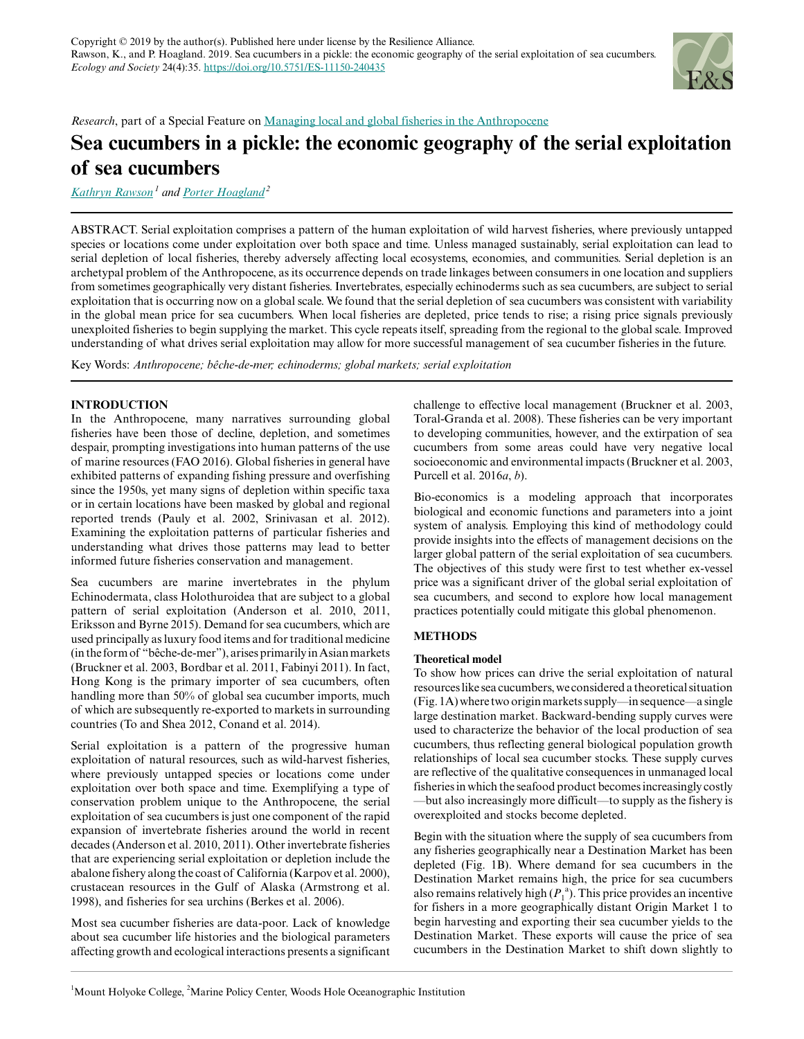Copyright © 2019 by the author(s). Published here under license by the Resilience Alliance.
Rawson, K., and P. Hoagland. 2019. Sea cucumbers in a pickle: the economic geography of the serial exploitation of sea cucumbers. *Ecology and Society* 24(4):35. https://doi.org/10.5751/ES-11150-240435

*Research*, part of a Special Feature on Managing local and global fisheries in the Anthropocene

# Sea cucumbers in a pickle: the economic geography of the serial exploitation of sea cucumbers

*Kathryn Rawson*[1] and *Porter Hoagland*[2]

ABSTRACT. Serial exploitation comprises a pattern of the human exploitation of wild harvest fisheries, where previously untapped species or locations come under exploitation over both space and time. Unless managed sustainably, serial exploitation can lead to serial depletion of local fisheries, thereby adversely affecting local ecosystems, economies, and communities. Serial depletion is an archetypal problem of the Anthropocene, as its occurrence depends on trade linkages between consumers in one location and suppliers from sometimes geographically very distant fisheries. Invertebrates, especially echinoderms such as sea cucumbers, are subject to serial exploitation that is occurring now on a global scale. We found that the serial depletion of sea cucumbers was consistent with variability in the global mean price for sea cucumbers. When local fisheries are depleted, price tends to rise; a rising price signals previously unexploited fisheries to begin supplying the market. This cycle repeats itself, spreading from the regional to the global scale. Improved understanding of what drives serial exploitation may allow for more successful management of sea cucumber fisheries in the future.

Key Words: *Anthropocene; bêche-de-mer; echinoderms; global markets; serial exploitation*

## INTRODUCTION

In the Anthropocene, many narratives surrounding global fisheries have been those of decline, depletion, and sometimes despair, prompting investigations into human patterns of the use of marine resources (FAO 2016). Global fisheries in general have exhibited patterns of expanding fishing pressure and overfishing since the 1950s, yet many signs of depletion within specific taxa or in certain locations have been masked by global and regional reported trends (Pauly et al. 2002, Srinivasan et al. 2012). Examining the exploitation patterns of particular fisheries and understanding what drives those patterns may lead to better informed future fisheries conservation and management.

Sea cucumbers are marine invertebrates in the phylum Echinodermata, class Holothuroidea that are subject to a global pattern of serial exploitation (Anderson et al. 2010, 2011, Eriksson and Byrne 2015). Demand for sea cucumbers, which are used principally as luxury food items and for traditional medicine (in the form of "bêche-de-mer"), arises primarily in Asian markets (Bruckner et al. 2003, Bordbar et al. 2011, Fabinyi 2011). In fact, Hong Kong is the primary importer of sea cucumbers, often handling more than 50% of global sea cucumber imports, much of which are subsequently re-exported to markets in surrounding countries (To and Shea 2012, Conand et al. 2014).

Serial exploitation is a pattern of the progressive human exploitation of natural resources, such as wild-harvest fisheries, where previously untapped species or locations come under exploitation over both space and time. Exemplifying a type of conservation problem unique to the Anthropocene, the serial exploitation of sea cucumbers is just one component of the rapid expansion of invertebrate fisheries around the world in recent decades (Anderson et al. 2010, 2011). Other invertebrate fisheries that are experiencing serial exploitation or depletion include the abalone fishery along the coast of California (Karpov et al. 2000), crustacean resources in the Gulf of Alaska (Armstrong et al. 1998), and fisheries for sea urchins (Berkes et al. 2006).

Most sea cucumber fisheries are data-poor. Lack of knowledge about sea cucumber life histories and the biological parameters affecting growth and ecological interactions presents a significant challenge to effective local management (Bruckner et al. 2003, Toral-Granda et al. 2008). These fisheries can be very important to developing communities, however, and the extirpation of sea cucumbers from some areas could have very negative local socioeconomic and environmental impacts (Bruckner et al. 2003, Purcell et al. 2016*a*, *b*).

Bio-economics is a modeling approach that incorporates biological and economic functions and parameters into a joint system of analysis. Employing this kind of methodology could provide insights into the effects of management decisions on the larger global pattern of the serial exploitation of sea cucumbers. The objectives of this study were first to test whether ex-vessel price was a significant driver of the global serial exploitation of sea cucumbers, and second to explore how local management practices potentially could mitigate this global phenomenon.

## METHODS

### Theoretical model

To show how prices can drive the serial exploitation of natural resources like sea cucumbers, we considered a theoretical situation (Fig. 1A) where two origin markets supply—in sequence—a single large destination market. Backward-bending supply curves were used to characterize the behavior of the local production of sea cucumbers, thus reflecting general biological population growth relationships of local sea cucumber stocks. These supply curves are reflective of the qualitative consequences in unmanaged local fisheries in which the seafood product becomes increasingly costly—but also increasingly more difficult—to supply as the fishery is overexploited and stocks become depleted.

Begin with the situation where the supply of sea cucumbers from any fisheries geographically near a Destination Market has been depleted (Fig. 1B). Where demand for sea cucumbers in the Destination Market remains high, the price for sea cucumbers also remains relatively high ($P_1^a$). This price provides an incentive for fishers in a more geographically distant Origin Market 1 to begin harvesting and exporting their sea cucumber yields to the Destination Market. These exports will cause the price of sea cucumbers in the Destination Market to shift down slightly to

[1]Mount Holyoke College, [2]Marine Policy Center, Woods Hole Oceanographic Institution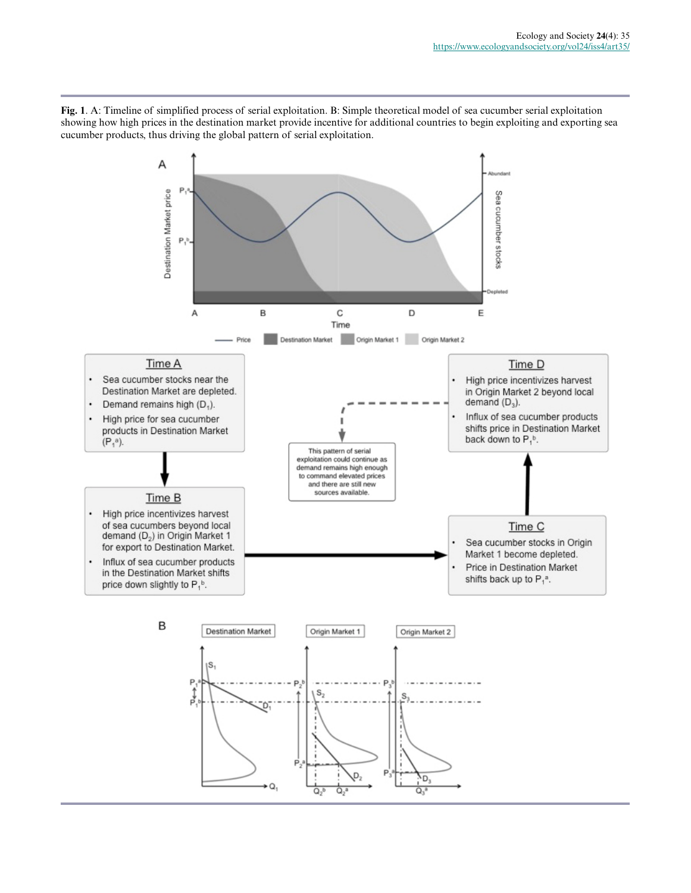**Fig. 1**. A: Timeline of simplified process of serial exploitation. B: Simple theoretical model of sea cucumber serial exploitation showing how high prices in the destination market provide incentive for additional countries to begin exploiting and exporting sea cucumber products, thus driving the global pattern of serial exploitation.

**Time A**

- Sea cucumber stocks near the Destination Market are depleted.
- Demand remains high ($D_1$).
- High price for sea cucumber products in Destination Market ($P_1^a$).

**Time B**

- High price incentivizes harvest of sea cucumbers beyond local demand ($D_2$) in Origin Market 1 for export to Destination Market.
- Influx of sea cucumber products in the Destination Market shifts price down slightly to $P_1^b$.

**Time C**

- Sea cucumber stocks in Origin Market 1 become depleted.
- Price in Destination Market shifts back up to $P_1^a$.

**Time D**

- High price incentivizes harvest in Origin Market 2 beyond local demand ($D_3$).
- Influx of sea cucumber products shifts price in Destination Market back down to $P_1^b$.

This pattern of serial exploitation could continue as demand remains high enough to command elevated prices and there are still new sources available.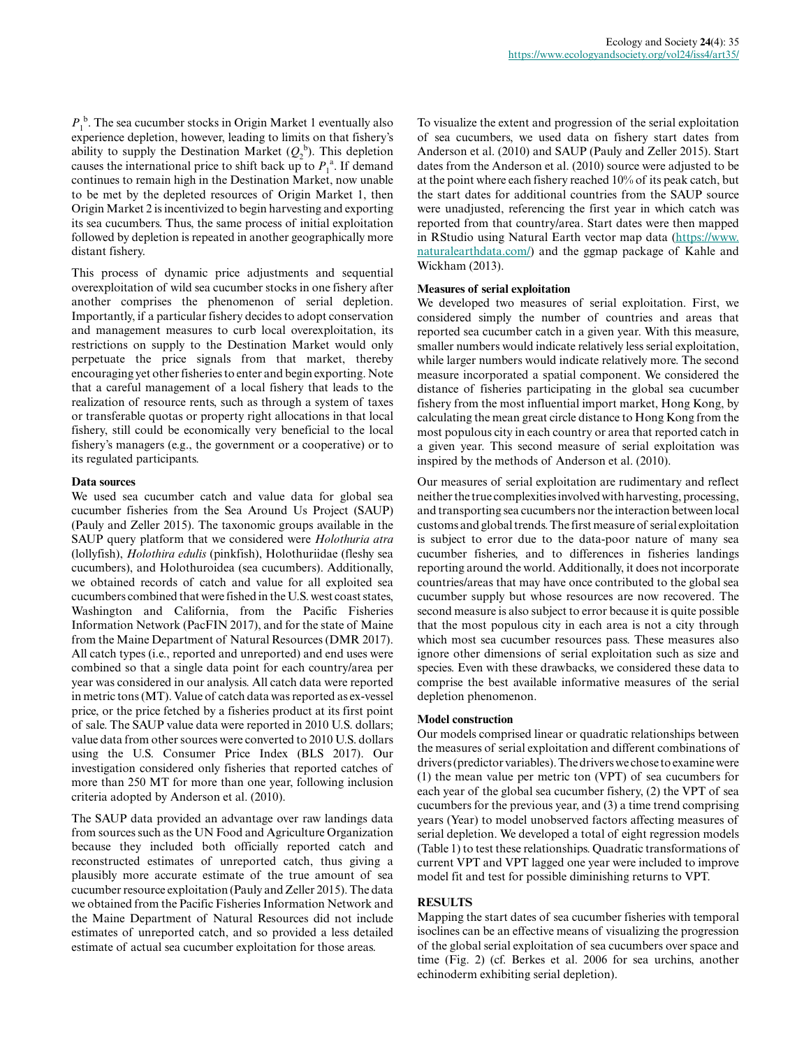$P_1^{\ b}$. The sea cucumber stocks in Origin Market 1 eventually also experience depletion, however, leading to limits on that fishery's ability to supply the Destination Market ($Q_2^{\ b}$). This depletion causes the international price to shift back up to $P_1^{\ a}$. If demand continues to remain high in the Destination Market, now unable to be met by the depleted resources of Origin Market 1, then Origin Market 2 is incentivized to begin harvesting and exporting its sea cucumbers. Thus, the same process of initial exploitation followed by depletion is repeated in another geographically more distant fishery.

This process of dynamic price adjustments and sequential overexploitation of wild sea cucumber stocks in one fishery after another comprises the phenomenon of serial depletion. Importantly, if a particular fishery decides to adopt conservation and management measures to curb local overexploitation, its restrictions on supply to the Destination Market would only perpetuate the price signals from that market, thereby encouraging yet other fisheries to enter and begin exporting. Note that a careful management of a local fishery that leads to the realization of resource rents, such as through a system of taxes or transferable quotas or property right allocations in that local fishery, still could be economically very beneficial to the local fishery's managers (e.g., the government or a cooperative) or to its regulated participants.

**Data sources**

We used sea cucumber catch and value data for global sea cucumber fisheries from the Sea Around Us Project (SAUP) (Pauly and Zeller 2015). The taxonomic groups available in the SAUP query platform that we considered were *Holothuria atra* (lollyfish), *Holothira edulis* (pinkfish), Holothuriidae (fleshy sea cucumbers), and Holothuroidea (sea cucumbers). Additionally, we obtained records of catch and value for all exploited sea cucumbers combined that were fished in the U.S. west coast states, Washington and California, from the Pacific Fisheries Information Network (PacFIN 2017), and for the state of Maine from the Maine Department of Natural Resources (DMR 2017). All catch types (i.e., reported and unreported) and end uses were combined so that a single data point for each country/area per year was considered in our analysis. All catch data were reported in metric tons (MT). Value of catch data was reported as ex-vessel price, or the price fetched by a fisheries product at its first point of sale. The SAUP value data were reported in 2010 U.S. dollars; value data from other sources were converted to 2010 U.S. dollars using the U.S. Consumer Price Index (BLS 2017). Our investigation considered only fisheries that reported catches of more than 250 MT for more than one year, following inclusion criteria adopted by Anderson et al. (2010).

The SAUP data provided an advantage over raw landings data from sources such as the UN Food and Agriculture Organization because they included both officially reported catch and reconstructed estimates of unreported catch, thus giving a plausibly more accurate estimate of the true amount of sea cucumber resource exploitation (Pauly and Zeller 2015). The data we obtained from the Pacific Fisheries Information Network and the Maine Department of Natural Resources did not include estimates of unreported catch, and so provided a less detailed estimate of actual sea cucumber exploitation for those areas.

To visualize the extent and progression of the serial exploitation of sea cucumbers, we used data on fishery start dates from Anderson et al. (2010) and SAUP (Pauly and Zeller 2015). Start dates from the Anderson et al. (2010) source were adjusted to be at the point where each fishery reached 10% of its peak catch, but the start dates for additional countries from the SAUP source were unadjusted, referencing the first year in which catch was reported from that country/area. Start dates were then mapped in RStudio using Natural Earth vector map data (https://www.naturalearthdata.com/) and the ggmap package of Kahle and Wickham (2013).

**Measures of serial exploitation**

We developed two measures of serial exploitation. First, we considered simply the number of countries and areas that reported sea cucumber catch in a given year. With this measure, smaller numbers would indicate relatively less serial exploitation, while larger numbers would indicate relatively more. The second measure incorporated a spatial component. We considered the distance of fisheries participating in the global sea cucumber fishery from the most influential import market, Hong Kong, by calculating the mean great circle distance to Hong Kong from the most populous city in each country or area that reported catch in a given year. This second measure of serial exploitation was inspired by the methods of Anderson et al. (2010).

Our measures of serial exploitation are rudimentary and reflect neither the true complexities involved with harvesting, processing, and transporting sea cucumbers nor the interaction between local customs and global trends. The first measure of serial exploitation is subject to error due to the data-poor nature of many sea cucumber fisheries, and to differences in fisheries landings reporting around the world. Additionally, it does not incorporate countries/areas that may have once contributed to the global sea cucumber supply but whose resources are now recovered. The second measure is also subject to error because it is quite possible that the most populous city in each area is not a city through which most sea cucumber resources pass. These measures also ignore other dimensions of serial exploitation such as size and species. Even with these drawbacks, we considered these data to comprise the best available informative measures of the serial depletion phenomenon.

**Model construction**

Our models comprised linear or quadratic relationships between the measures of serial exploitation and different combinations of drivers (predictor variables). The drivers we chose to examine were (1) the mean value per metric ton (VPT) of sea cucumbers for each year of the global sea cucumber fishery, (2) the VPT of sea cucumbers for the previous year, and (3) a time trend comprising years (Year) to model unobserved factors affecting measures of serial depletion. We developed a total of eight regression models (Table 1) to test these relationships. Quadratic transformations of current VPT and VPT lagged one year were included to improve model fit and test for possible diminishing returns to VPT.

## RESULTS

Mapping the start dates of sea cucumber fisheries with temporal isoclines can be an effective means of visualizing the progression of the global serial exploitation of sea cucumbers over space and time (Fig. 2) (cf. Berkes et al. 2006 for sea urchins, another echinoderm exhibiting serial depletion).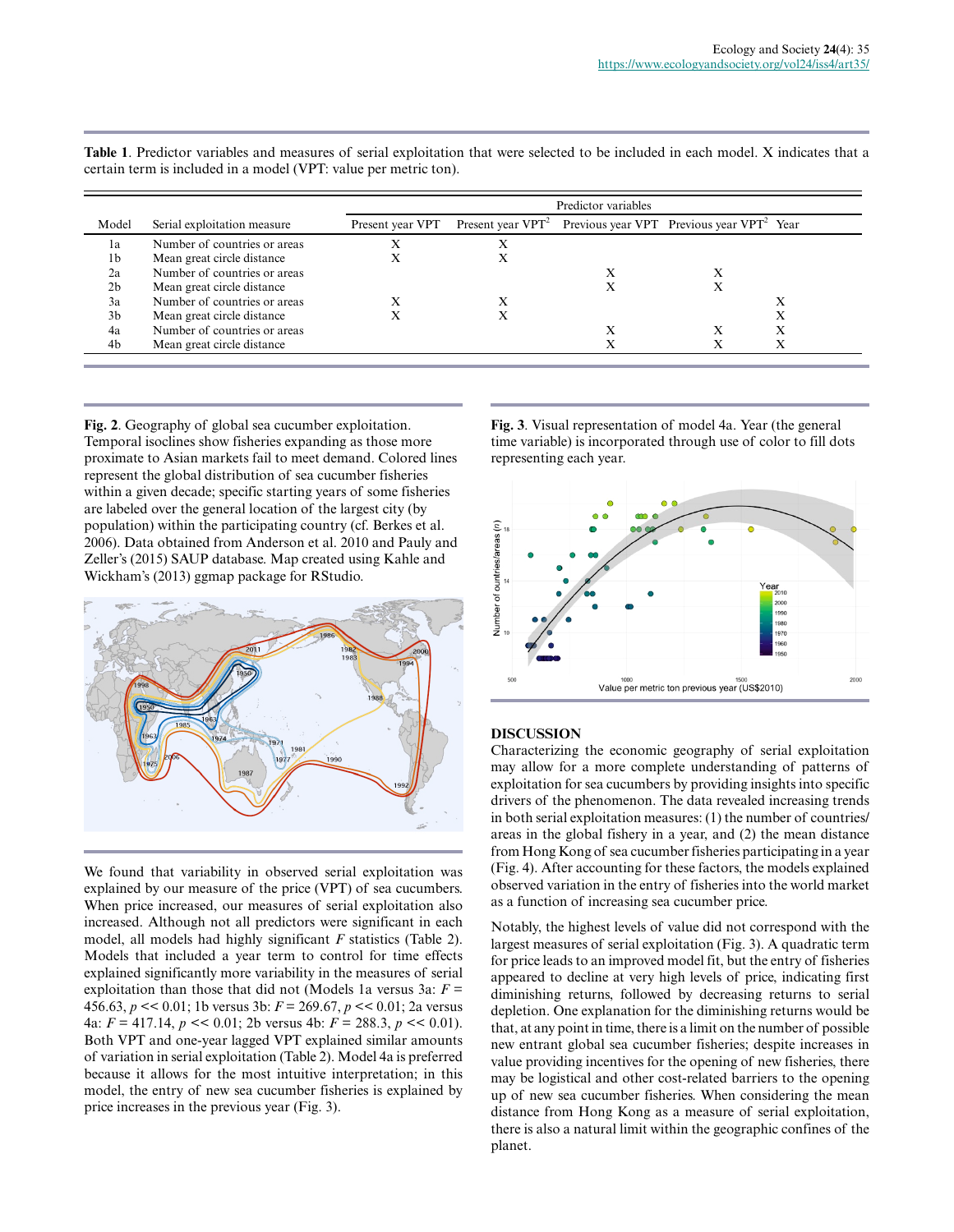**Table 1**. Predictor variables and measures of serial exploitation that were selected to be included in each model. X indicates that a certain term is included in a model (VPT: value per metric ton).

| Model | Serial exploitation measure | Predictor variables | | | | |
|---|---|---|---|---|---|---|
| | | Present year VPT | Present year VPT$^2$ | Previous year VPT | Previous year VPT$^2$ | Year |
| 1a | Number of countries or areas | X | X | | | |
| 1b | Mean great circle distance | X | X | | | |
| 2a | Number of countries or areas | | | X | X | |
| 2b | Mean great circle distance | | | X | X | |
| 3a | Number of countries or areas | X | X | | | X |
| 3b | Mean great circle distance | X | X | | | X |
| 4a | Number of countries or areas | | | X | X | X |
| 4b | Mean great circle distance | | | X | X | X |

**Fig. 2**. Geography of global sea cucumber exploitation. Temporal isoclines show fisheries expanding as those more proximate to Asian markets fail to meet demand. Colored lines represent the global distribution of sea cucumber fisheries within a given decade; specific starting years of some fisheries are labeled over the general location of the largest city (by population) within the participating country (cf. Berkes et al. 2006). Data obtained from Anderson et al. 2010 and Pauly and Zeller's (2015) SAUP database. Map created using Kahle and Wickham's (2013) ggmap package for RStudio.

We found that variability in observed serial exploitation was explained by our measure of the price (VPT) of sea cucumbers. When price increased, our measures of serial exploitation also increased. Although not all predictors were significant in each model, all models had highly significant *F* statistics (Table 2). Models that included a year term to control for time effects explained significantly more variability in the measures of serial exploitation than those that did not (Models 1a versus 3a: $F$ = 456.63, $p << 0.01$; 1b versus 3b: $F$ = 269.67, $p << 0.01$; 2a versus 4a: $F$ = 417.14, $p << 0.01$; 2b versus 4b: $F$ = 288.3, $p << 0.01$). Both VPT and one-year lagged VPT explained similar amounts of variation in serial exploitation (Table 2). Model 4a is preferred because it allows for the most intuitive interpretation; in this model, the entry of new sea cucumber fisheries is explained by price increases in the previous year (Fig. 3).

**Fig. 3**. Visual representation of model 4a. Year (the general time variable) is incorporated through use of color to fill dots representing each year.

## DISCUSSION

Characterizing the economic geography of serial exploitation may allow for a more complete understanding of patterns of exploitation for sea cucumbers by providing insights into specific drivers of the phenomenon. The data revealed increasing trends in both serial exploitation measures: (1) the number of countries/areas in the global fishery in a year, and (2) the mean distance from Hong Kong of sea cucumber fisheries participating in a year (Fig. 4). After accounting for these factors, the models explained observed variation in the entry of fisheries into the world market as a function of increasing sea cucumber price.

Notably, the highest levels of value did not correspond with the largest measures of serial exploitation (Fig. 3). A quadratic term for price leads to an improved model fit, but the entry of fisheries appeared to decline at very high levels of price, indicating first diminishing returns, followed by decreasing returns to serial depletion. One explanation for the diminishing returns would be that, at any point in time, there is a limit on the number of possible new entrant global sea cucumber fisheries; despite increases in value providing incentives for the opening of new fisheries, there may be logistical and other cost-related barriers to the opening up of new sea cucumber fisheries. When considering the mean distance from Hong Kong as a measure of serial exploitation, there is also a natural limit within the geographic confines of the planet.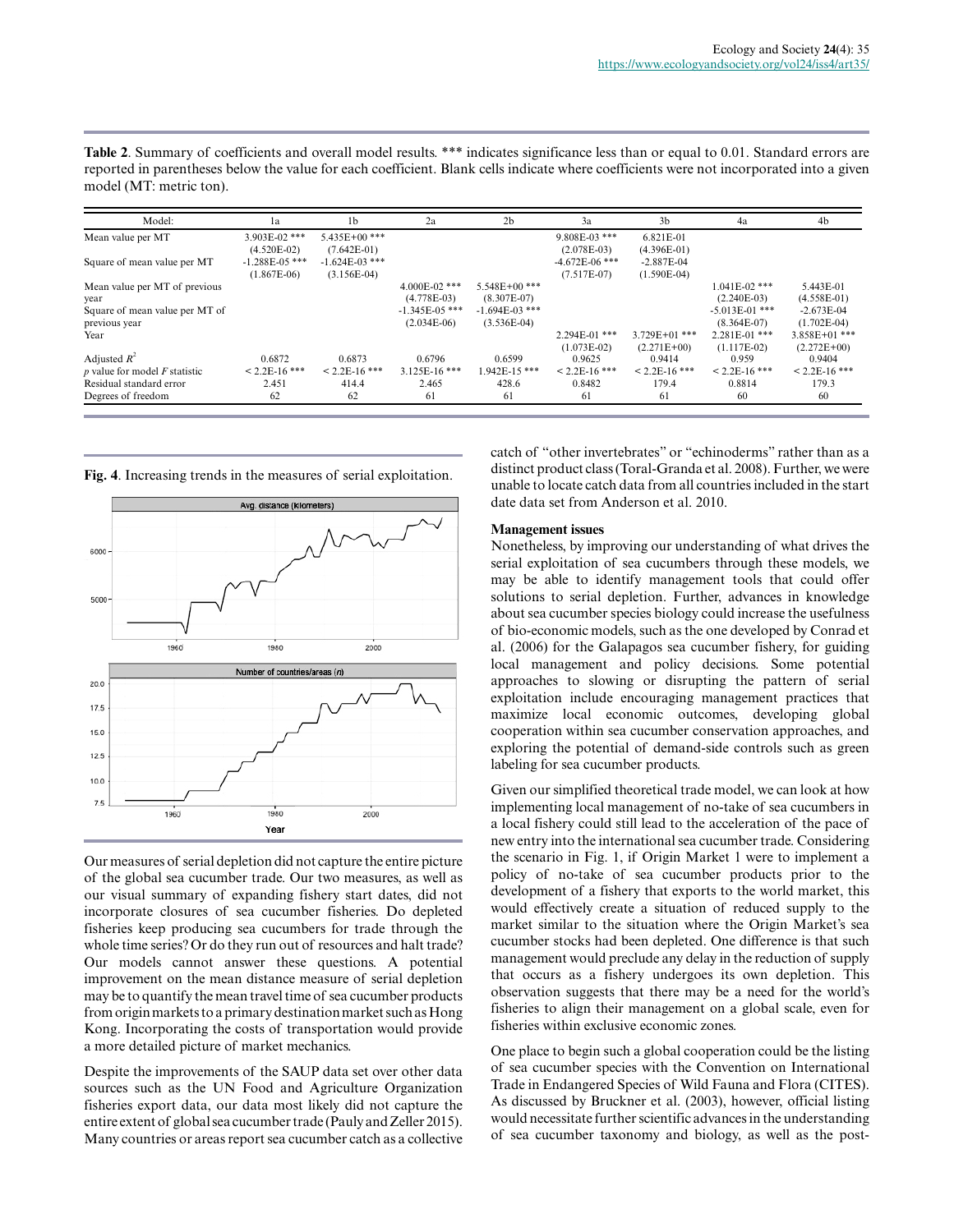**Table 2**. Summary of coefficients and overall model results. *** indicates significance less than or equal to 0.01. Standard errors are reported in parentheses below the value for each coefficient. Blank cells indicate where coefficients were not incorporated into a given model (MT: metric ton).

| Model: | 1a | 1b | 2a | 2b | 3a | 3b | 4a | 4b |
|---|---|---|---|---|---|---|---|---|
| Mean value per MT | 3.903E-02 *** (4.520E-02) | 5.435E+00 *** (7.642E-01) | | | 9.808E-03 *** (2.078E-03) | 6.821E-01 (4.396E-01) | | |
| Square of mean value per MT | -1.288E-05 *** (1.867E-06) | -1.624E-03 *** (3.156E-04) | | | -4.672E-06 *** (7.517E-07) | -2.887E-04 (1.590E-04) | | |
| Mean value per MT of previous year | | | 4.000E-02 *** (4.778E-03) | 5.548E+00 *** (8.307E-07) | | | 1.041E-02 *** (2.240E-03) | 5.443E-01 (4.558E-01) |
| Square of mean value per MT of previous year | | | -1.345E-05 *** (2.034E-06) | -1.694E-03 *** (3.536E-04) | | | -5.013E-01 *** (8.364E-07) | -2.673E-04 (1.702E-04) |
| Year | | | | | 2.294E-01 *** (1.073E-02) | 3.729E+01 *** (2.271E+00) | 2.281E-01 *** (1.117E-02) | 3.858E+01 *** (2.272E+00) |
| Adjusted $R^2$ | 0.6872 | 0.6873 | 0.6796 | 0.6599 | 0.9625 | 0.9414 | 0.959 | 0.9404 |
| $p$ value for model $F$ statistic | < 2.2E-16 *** | < 2.2E-16 *** | 3.125E-16 *** | 1.942E-15 *** | < 2.2E-16 *** | < 2.2E-16 *** | < 2.2E-16 *** | < 2.2E-16 *** |
| Residual standard error | 2.451 | 414.4 | 2.465 | 428.6 | 0.8482 | 179.4 | 0.8814 | 179.3 |
| Degrees of freedom | 62 | 62 | 61 | 61 | 61 | 61 | 60 | 60 |

**Fig. 4**. Increasing trends in the measures of serial exploitation.

Our measures of serial depletion did not capture the entire picture of the global sea cucumber trade. Our two measures, as well as our visual summary of expanding fishery start dates, did not incorporate closures of sea cucumber fisheries. Do depleted fisheries keep producing sea cucumbers for trade through the whole time series? Or do they run out of resources and halt trade? Our models cannot answer these questions. A potential improvement on the mean distance measure of serial depletion may be to quantify the mean travel time of sea cucumber products from origin markets to a primary destination market such as Hong Kong. Incorporating the costs of transportation would provide a more detailed picture of market mechanics.

Despite the improvements of the SAUP data set over other data sources such as the UN Food and Agriculture Organization fisheries export data, our data most likely did not capture the entire extent of global sea cucumber trade (Pauly and Zeller 2015). Many countries or areas report sea cucumber catch as a collective catch of "other invertebrates" or "echinoderms" rather than as a distinct product class (Toral-Granda et al. 2008). Further, we were unable to locate catch data from all countries included in the start date data set from Anderson et al. 2010.

### Management issues

Nonetheless, by improving our understanding of what drives the serial exploitation of sea cucumbers through these models, we may be able to identify management tools that could offer solutions to serial depletion. Further, advances in knowledge about sea cucumber species biology could increase the usefulness of bio-economic models, such as the one developed by Conrad et al. (2006) for the Galapagos sea cucumber fishery, for guiding local management and policy decisions. Some potential approaches to slowing or disrupting the pattern of serial exploitation include encouraging management practices that maximize local economic outcomes, developing global cooperation within sea cucumber conservation approaches, and exploring the potential of demand-side controls such as green labeling for sea cucumber products.

Given our simplified theoretical trade model, we can look at how implementing local management of no-take of sea cucumbers in a local fishery could still lead to the acceleration of the pace of new entry into the international sea cucumber trade. Considering the scenario in Fig. 1, if Origin Market 1 were to implement a policy of no-take of sea cucumber products prior to the development of a fishery that exports to the world market, this would effectively create a situation of reduced supply to the market similar to the situation where the Origin Market's sea cucumber stocks had been depleted. One difference is that such management would preclude any delay in the reduction of supply that occurs as a fishery undergoes its own depletion. This observation suggests that there may be a need for the world's fisheries to align their management on a global scale, even for fisheries within exclusive economic zones.

One place to begin such a global cooperation could be the listing of sea cucumber species with the Convention on International Trade in Endangered Species of Wild Fauna and Flora (CITES). As discussed by Bruckner et al. (2003), however, official listing would necessitate further scientific advances in the understanding of sea cucumber taxonomy and biology, as well as the post-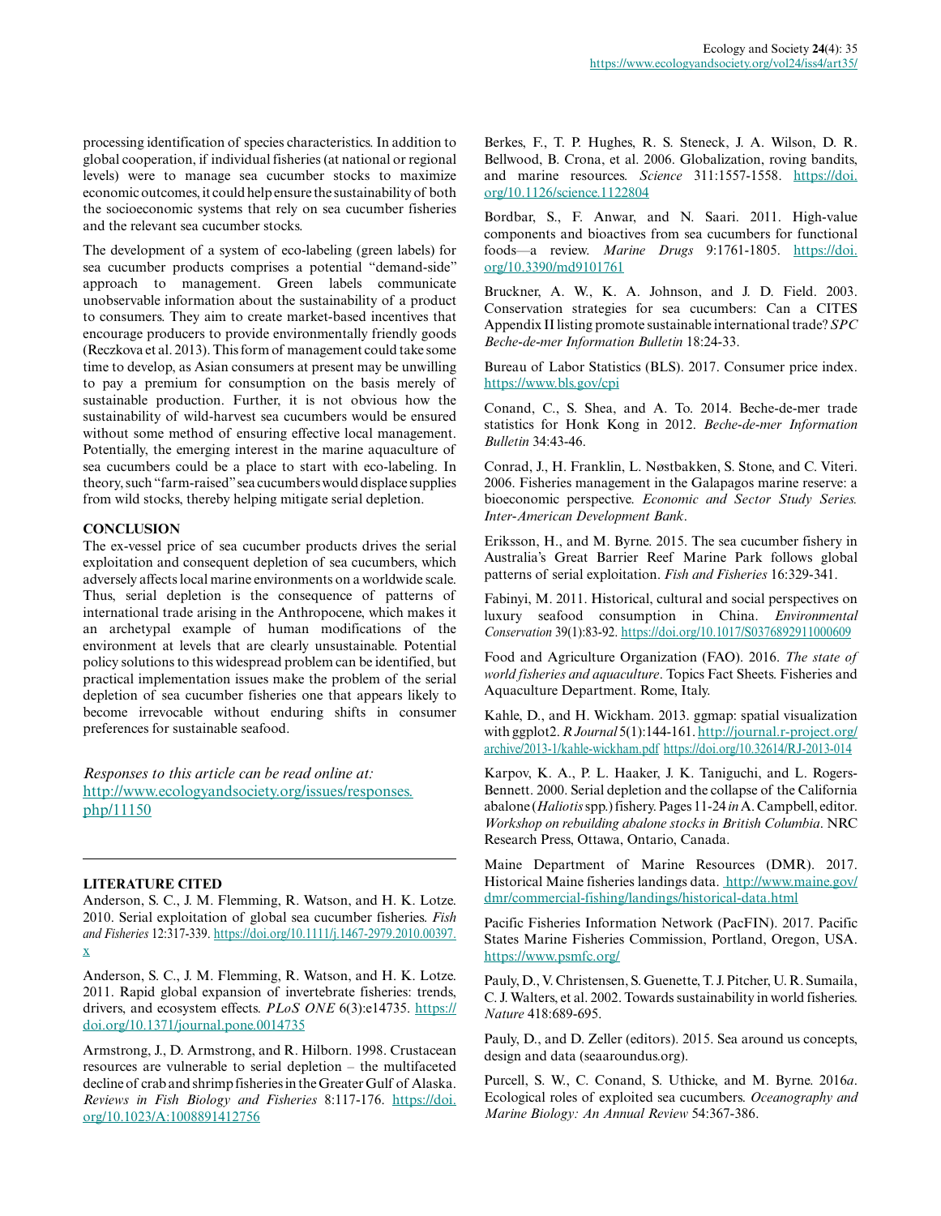processing identification of species characteristics. In addition to global cooperation, if individual fisheries (at national or regional levels) were to manage sea cucumber stocks to maximize economic outcomes, it could help ensure the sustainability of both the socioeconomic systems that rely on sea cucumber fisheries and the relevant sea cucumber stocks.

The development of a system of eco-labeling (green labels) for sea cucumber products comprises a potential "demand-side" approach to management. Green labels communicate unobservable information about the sustainability of a product to consumers. They aim to create market-based incentives that encourage producers to provide environmentally friendly goods (Reczkova et al. 2013). This form of management could take some time to develop, as Asian consumers at present may be unwilling to pay a premium for consumption on the basis merely of sustainable production. Further, it is not obvious how the sustainability of wild-harvest sea cucumbers would be ensured without some method of ensuring effective local management. Potentially, the emerging interest in the marine aquaculture of sea cucumbers could be a place to start with eco-labeling. In theory, such "farm-raised" sea cucumbers would displace supplies from wild stocks, thereby helping mitigate serial depletion.

## CONCLUSION

The ex-vessel price of sea cucumber products drives the serial exploitation and consequent depletion of sea cucumbers, which adversely affects local marine environments on a worldwide scale. Thus, serial depletion is the consequence of patterns of international trade arising in the Anthropocene, which makes it an archetypal example of human modifications of the environment at levels that are clearly unsustainable. Potential policy solutions to this widespread problem can be identified, but practical implementation issues make the problem of the serial depletion of sea cucumber fisheries one that appears likely to become irrevocable without enduring shifts in consumer preferences for sustainable seafood.

*Responses to this article can be read online at:*
http://www.ecologyandsociety.org/issues/responses.php/11150

---

## LITERATURE CITED

Anderson, S. C., J. M. Flemming, R. Watson, and H. K. Lotze. 2010. Serial exploitation of global sea cucumber fisheries. *Fish and Fisheries* 12:317-339. https://doi.org/10.1111/j.1467-2979.2010.00397.x

Anderson, S. C., J. M. Flemming, R. Watson, and H. K. Lotze. 2011. Rapid global expansion of invertebrate fisheries: trends, drivers, and ecosystem effects. *PLoS ONE* 6(3):e14735. https://doi.org/10.1371/journal.pone.0014735

Armstrong, J., D. Armstrong, and R. Hilborn. 1998. Crustacean resources are vulnerable to serial depletion – the multifaceted decline of crab and shrimp fisheries in the Greater Gulf of Alaska. *Reviews in Fish Biology and Fisheries* 8:117-176. https://doi.org/10.1023/A:1008891412756

Berkes, F., T. P. Hughes, R. S. Steneck, J. A. Wilson, D. R. Bellwood, B. Crona, et al. 2006. Globalization, roving bandits, and marine resources. *Science* 311:1557-1558. https://doi.org/10.1126/science.1122804

Bordbar, S., F. Anwar, and N. Saari. 2011. High-value components and bioactives from sea cucumbers for functional foods—a review. *Marine Drugs* 9:1761-1805. https://doi.org/10.3390/md9101761

Bruckner, A. W., K. A. Johnson, and J. D. Field. 2003. Conservation strategies for sea cucumbers: Can a CITES Appendix II listing promote sustainable international trade? *SPC Beche-de-mer Information Bulletin* 18:24-33.

Bureau of Labor Statistics (BLS). 2017. Consumer price index. https://www.bls.gov/cpi

Conand, C., S. Shea, and A. To. 2014. Beche-de-mer trade statistics for Honk Kong in 2012. *Beche-de-mer Information Bulletin* 34:43-46.

Conrad, J., H. Franklin, L. Nøstbakken, S. Stone, and C. Viteri. 2006. Fisheries management in the Galapagos marine reserve: a bioeconomic perspective. *Economic and Sector Study Series. Inter-American Development Bank*.

Eriksson, H., and M. Byrne. 2015. The sea cucumber fishery in Australia's Great Barrier Reef Marine Park follows global patterns of serial exploitation. *Fish and Fisheries* 16:329-341.

Fabinyi, M. 2011. Historical, cultural and social perspectives on luxury seafood consumption in China. *Environmental Conservation* 39(1):83-92. https://doi.org/10.1017/S0376892911000609

Food and Agriculture Organization (FAO). 2016. *The state of world fisheries and aquaculture*. Topics Fact Sheets. Fisheries and Aquaculture Department. Rome, Italy.

Kahle, D., and H. Wickham. 2013. ggmap: spatial visualization with ggplot2. *R Journal* 5(1):144-161. http://journal.r-project.org/archive/2013-1/kahle-wickham.pdf https://doi.org/10.32614/RJ-2013-014

Karpov, K. A., P. L. Haaker, I. K. Taniguchi, and L. Rogers-Bennett. 2000. Serial depletion and the collapse of the California abalone (*Haliotis* spp.) fishery. Pages 11-24 *in* A. Campbell, editor. *Workshop on rebuilding abalone stocks in British Columbia*. NRC Research Press, Ottawa, Ontario, Canada.

Maine Department of Marine Resources (DMR). 2017. Historical Maine fisheries landings data. http://www.maine.gov/dmr/commercial-fishing/landings/historical-data.html

Pacific Fisheries Information Network (PacFIN). 2017. Pacific States Marine Fisheries Commission, Portland, Oregon, USA. https://www.psmfc.org/

Pauly, D., V. Christensen, S. Guenette, T. J. Pitcher, U. R. Sumaila, C. J. Walters, et al. 2002. Towards sustainability in world fisheries. *Nature* 418:689-695.

Pauly, D., and D. Zeller (editors). 2015. Sea around us concepts, design and data (seaaroundus.org).

Purcell, S. W., C. Conand, S. Uthicke, and M. Byrne. 2016*a*. Ecological roles of exploited sea cucumbers. *Oceanography and Marine Biology: An Annual Review* 54:367-386.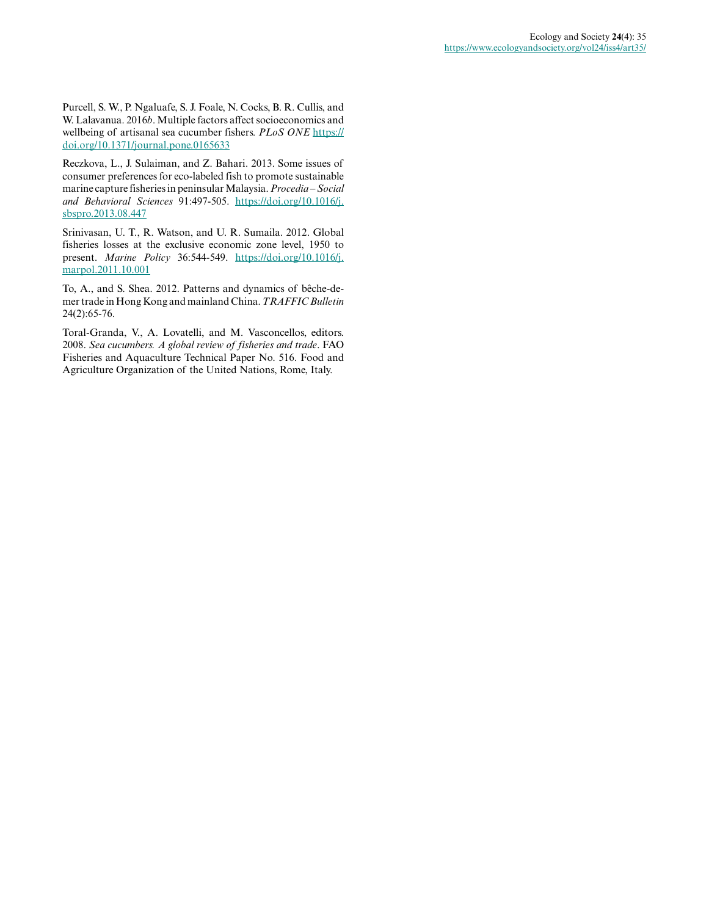Purcell, S. W., P. Ngaluafe, S. J. Foale, N. Cocks, B. R. Cullis, and W. Lalavanua. 2016*b*. Multiple factors affect socioeconomics and wellbeing of artisanal sea cucumber fishers. *PLoS ONE* https://doi.org/10.1371/journal.pone.0165633

Reczkova, L., J. Sulaiman, and Z. Bahari. 2013. Some issues of consumer preferences for eco-labeled fish to promote sustainable marine capture fisheries in peninsular Malaysia. *Procedia – Social and Behavioral Sciences* 91:497-505. https://doi.org/10.1016/j.sbspro.2013.08.447

Srinivasan, U. T., R. Watson, and U. R. Sumaila. 2012. Global fisheries losses at the exclusive economic zone level, 1950 to present. *Marine Policy* 36:544-549. https://doi.org/10.1016/j.marpol.2011.10.001

To, A., and S. Shea. 2012. Patterns and dynamics of bêche-de-mer trade in Hong Kong and mainland China. *TRAFFIC Bulletin* 24(2):65-76.

Toral-Granda, V., A. Lovatelli, and M. Vasconcellos, editors. 2008. *Sea cucumbers. A global review of fisheries and trade*. FAO Fisheries and Aquaculture Technical Paper No. 516. Food and Agriculture Organization of the United Nations, Rome, Italy.